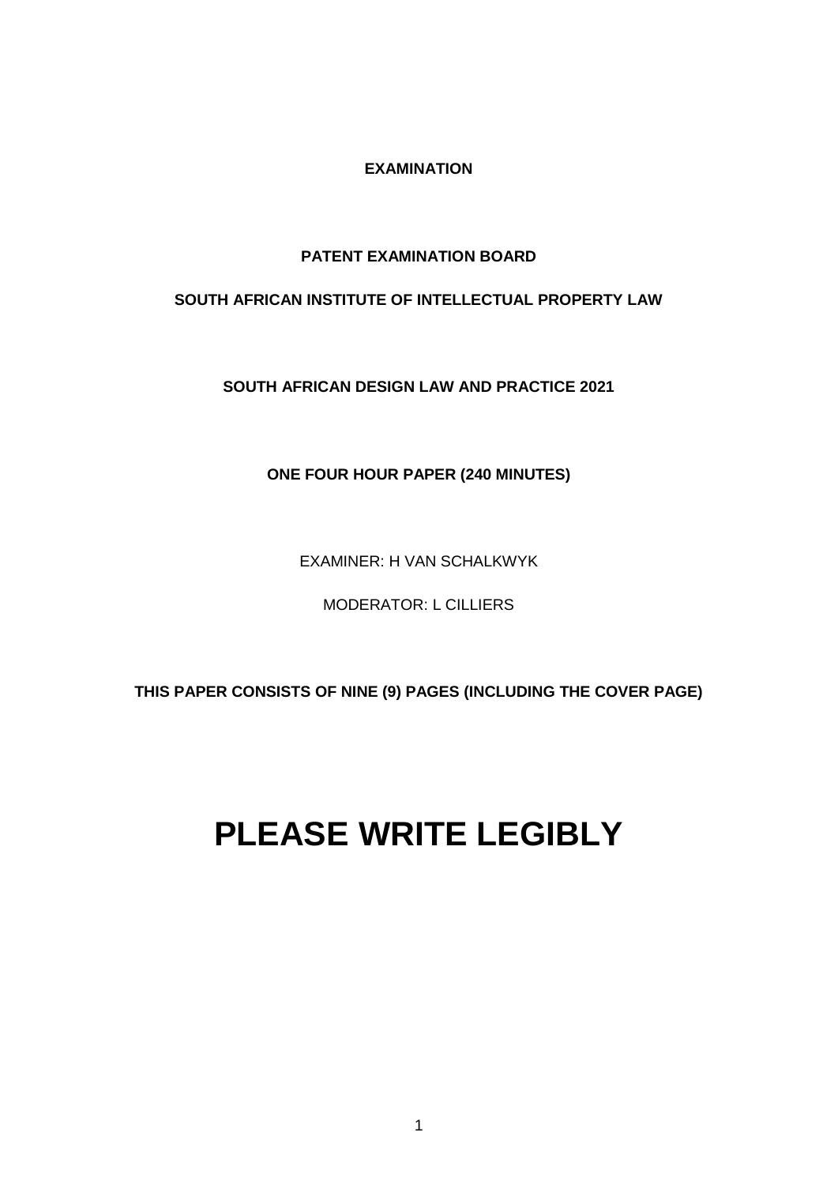**EXAMINATION**

**PATENT EXAMINATION BOARD**

**SOUTH AFRICAN INSTITUTE OF INTELLECTUAL PROPERTY LAW**

**SOUTH AFRICAN DESIGN LAW AND PRACTICE 2021**

**ONE FOUR HOUR PAPER (240 MINUTES)**

EXAMINER: H VAN SCHALKWYK

MODERATOR: L CILLIERS

**THIS PAPER CONSISTS OF NINE (9) PAGES (INCLUDING THE COVER PAGE)**

# PLEASE WRITE LEGIBLY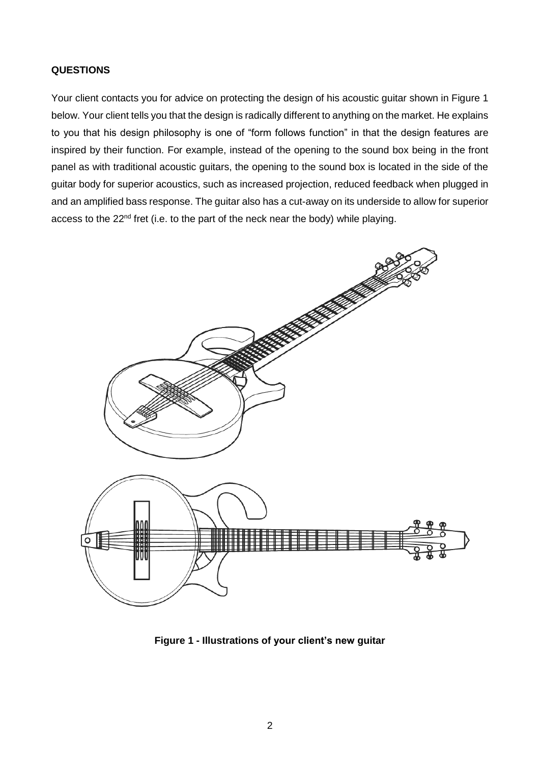**QUESTIONS**

Your client contacts you for advice on protecting the design of his acoustic guitar shown in Figure 1 below. Your client tells you that the design is radically different to anything on the market. He explains to you that his design philosophy is one of "form follows function" in that the design features are inspired by their function. For example, instead of the opening to the sound box being in the front panel as with traditional acoustic guitars, the opening to the sound box is located in the side of the guitar body for superior acoustics, such as increased projection, reduced feedback when plugged in and an amplified bass response. The guitar also has a cut-away on its underside to allow for superior access to the 22nd fret (i.e. to the part of the neck near the body) while playing.

**Figure 1 - Illustrations of your client's new guitar**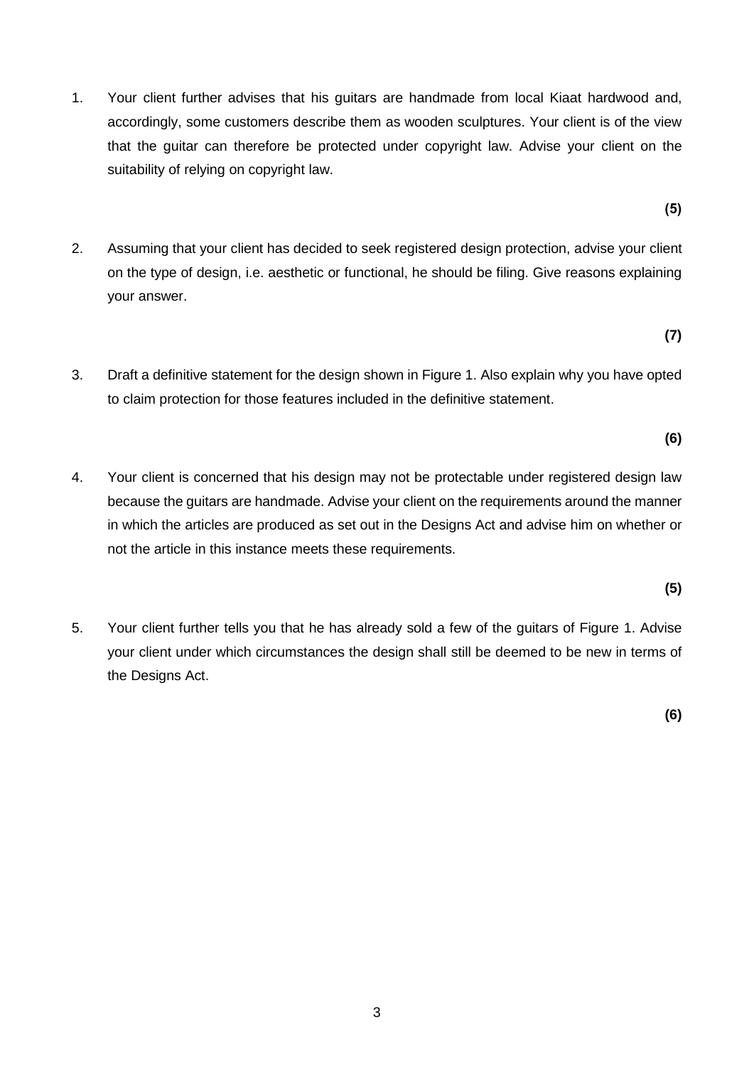1. Your client further advises that his guitars are handmade from local Kiaat hardwood and, accordingly, some customers describe them as wooden sculptures. Your client is of the view that the guitar can therefore be protected under copyright law. Advise your client on the suitability of relying on copyright law.

   **(5)**

2. Assuming that your client has decided to seek registered design protection, advise your client on the type of design, i.e. aesthetic or functional, he should be filing. Give reasons explaining your answer.

   **(7)**

3. Draft a definitive statement for the design shown in Figure 1. Also explain why you have opted to claim protection for those features included in the definitive statement.

   **(6)**

4. Your client is concerned that his design may not be protectable under registered design law because the guitars are handmade. Advise your client on the requirements around the manner in which the articles are produced as set out in the Designs Act and advise him on whether or not the article in this instance meets these requirements.

   **(5)**

5. Your client further tells you that he has already sold a few of the guitars of Figure 1. Advise your client under which circumstances the design shall still be deemed to be new in terms of the Designs Act.

   **(6)**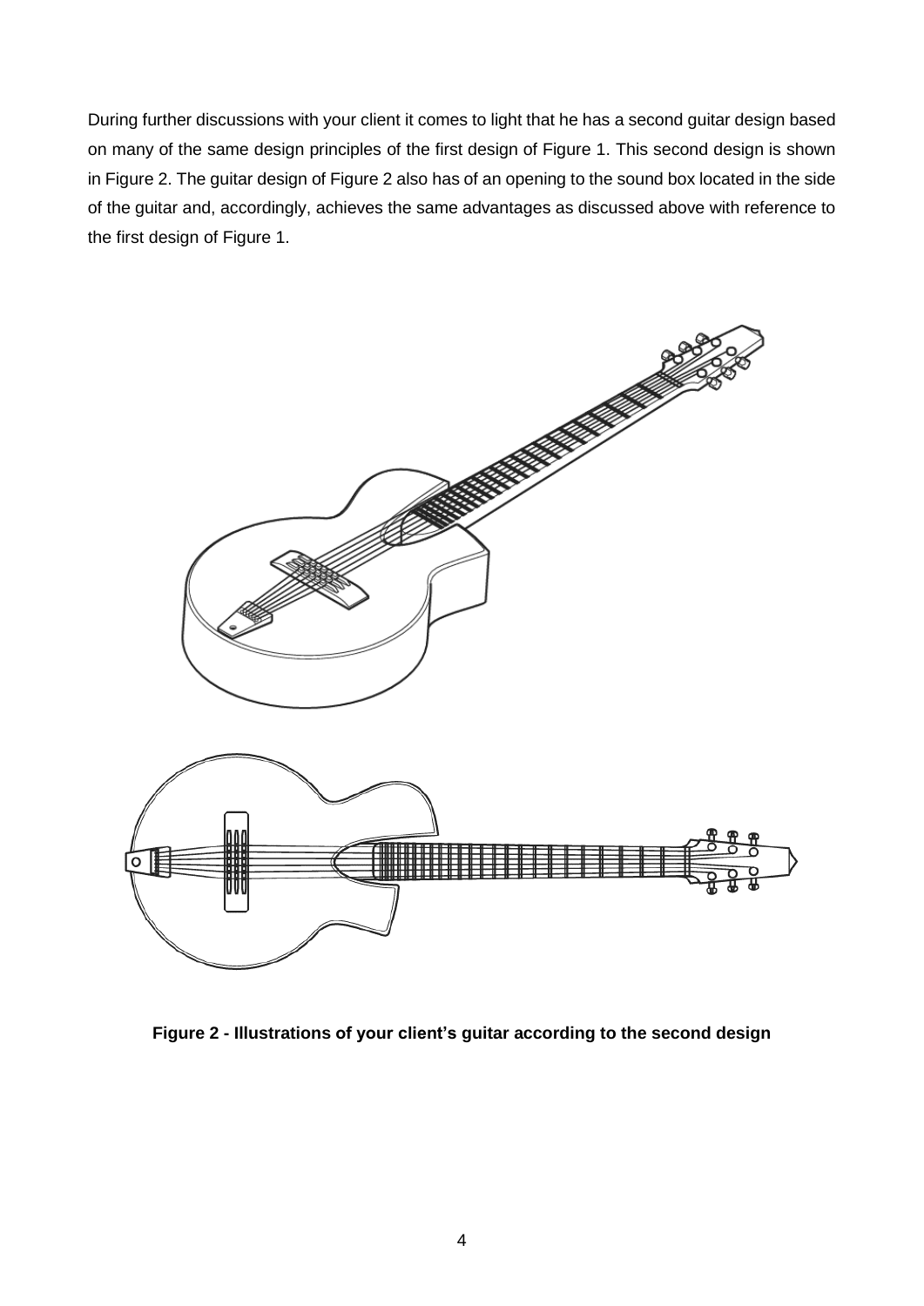During further discussions with your client it comes to light that he has a second guitar design based on many of the same design principles of the first design of Figure 1. This second design is shown in Figure 2. The guitar design of Figure 2 also has of an opening to the sound box located in the side of the guitar and, accordingly, achieves the same advantages as discussed above with reference to the first design of Figure 1.

**Figure 2 - Illustrations of your client's guitar according to the second design**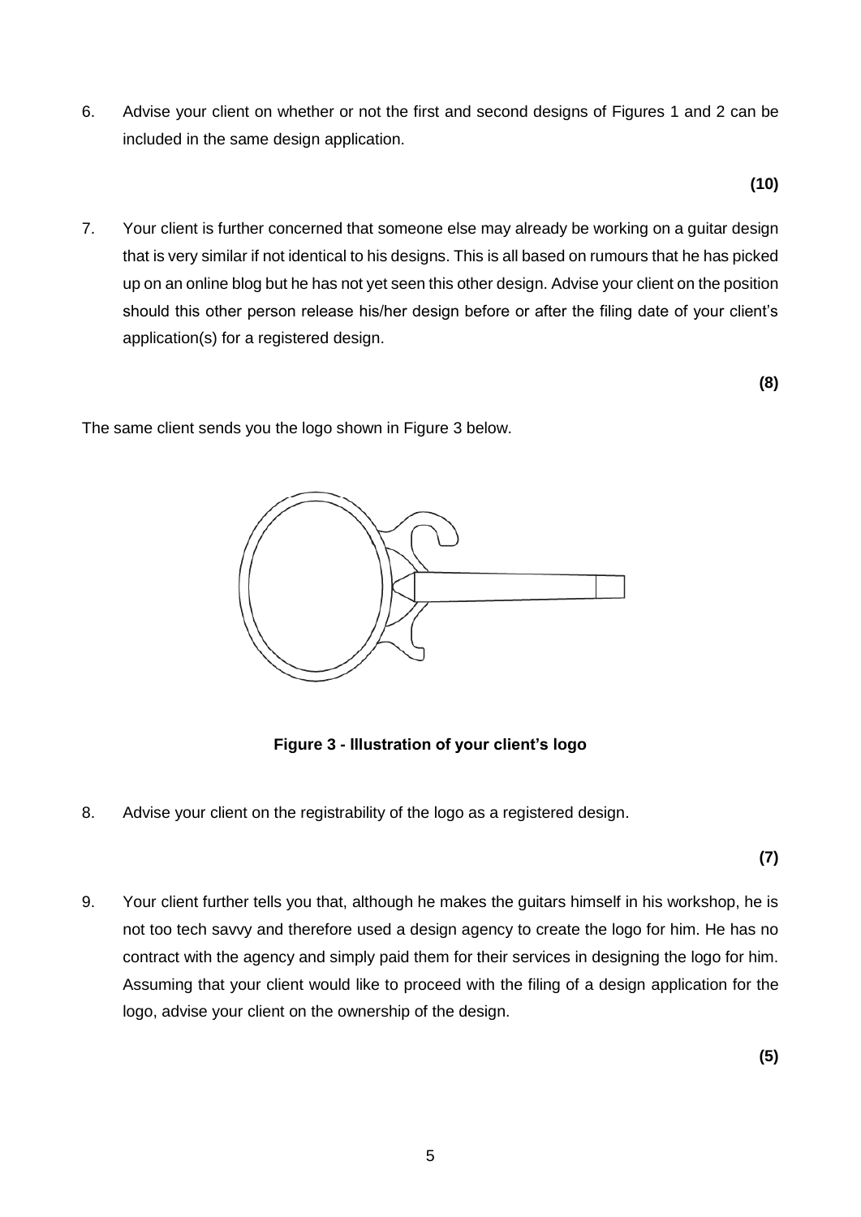6. Advise your client on whether or not the first and second designs of Figures 1 and 2 can be included in the same design application.

**(10)**

7. Your client is further concerned that someone else may already be working on a guitar design that is very similar if not identical to his designs. This is all based on rumours that he has picked up on an online blog but he has not yet seen this other design. Advise your client on the position should this other person release his/her design before or after the filing date of your client's application(s) for a registered design.

**(8)**

The same client sends you the logo shown in Figure 3 below.

**Figure 3 - Illustration of your client's logo**

8. Advise your client on the registrability of the logo as a registered design.

**(7)**

9. Your client further tells you that, although he makes the guitars himself in his workshop, he is not too tech savvy and therefore used a design agency to create the logo for him. He has no contract with the agency and simply paid them for their services in designing the logo for him. Assuming that your client would like to proceed with the filing of a design application for the logo, advise your client on the ownership of the design.

**(5)**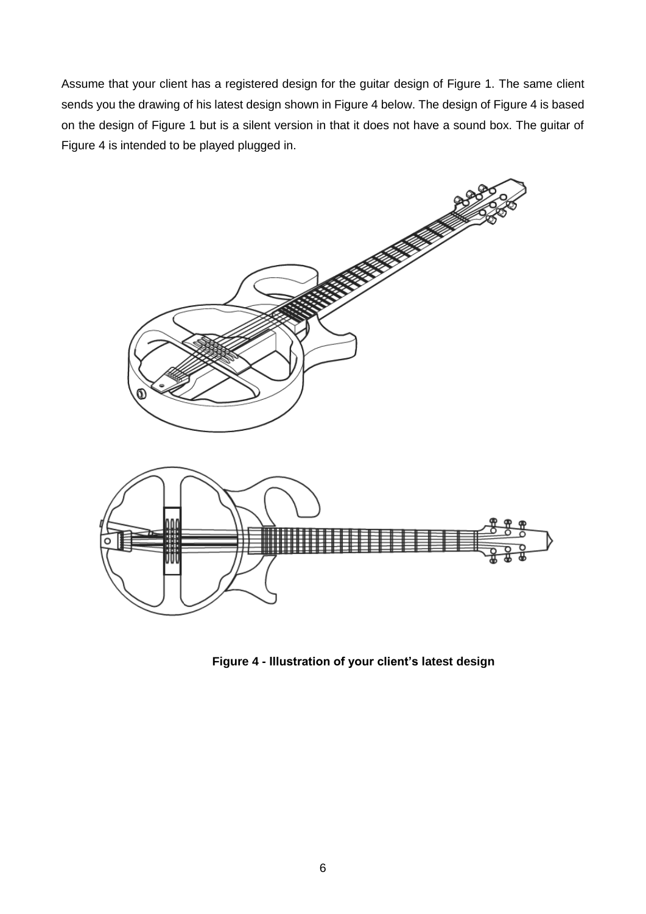Assume that your client has a registered design for the guitar design of Figure 1. The same client sends you the drawing of his latest design shown in Figure 4 below. The design of Figure 4 is based on the design of Figure 1 but is a silent version in that it does not have a sound box. The guitar of Figure 4 is intended to be played plugged in.

**Figure 4 - Illustration of your client's latest design**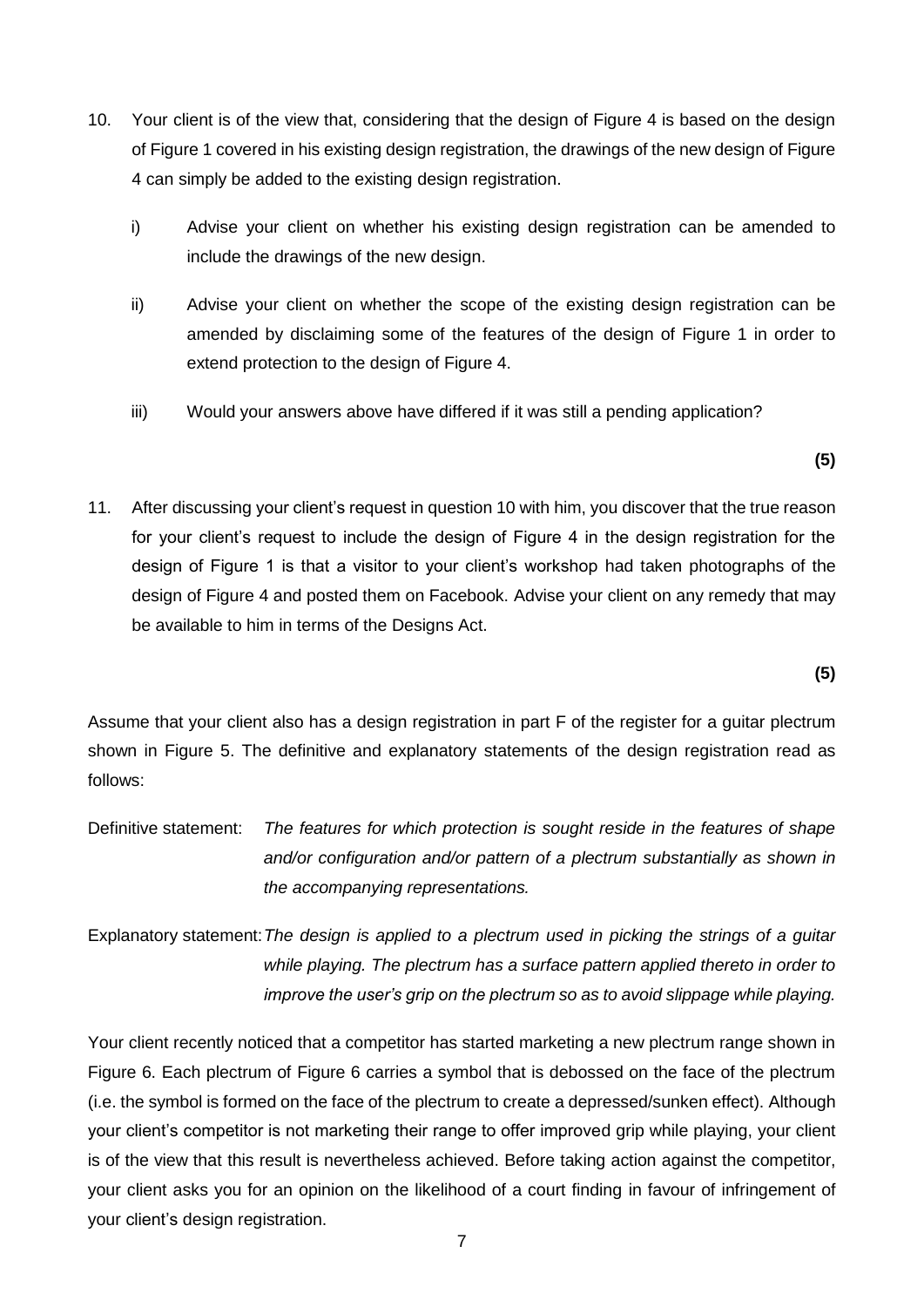10. Your client is of the view that, considering that the design of Figure 4 is based on the design of Figure 1 covered in his existing design registration, the drawings of the new design of Figure 4 can simply be added to the existing design registration.

    i) Advise your client on whether his existing design registration can be amended to include the drawings of the new design.

    ii) Advise your client on whether the scope of the existing design registration can be amended by disclaiming some of the features of the design of Figure 1 in order to extend protection to the design of Figure 4.

    iii) Would your answers above have differed if it was still a pending application?

**(5)**

11. After discussing your client's request in question 10 with him, you discover that the true reason for your client's request to include the design of Figure 4 in the design registration for the design of Figure 1 is that a visitor to your client's workshop had taken photographs of the design of Figure 4 and posted them on Facebook. Advise your client on any remedy that may be available to him in terms of the Designs Act.

**(5)**

Assume that your client also has a design registration in part F of the register for a guitar plectrum shown in Figure 5. The definitive and explanatory statements of the design registration read as follows:

Definitive statement: *The features for which protection is sought reside in the features of shape and/or configuration and/or pattern of a plectrum substantially as shown in the accompanying representations.*

Explanatory statement: *The design is applied to a plectrum used in picking the strings of a guitar while playing. The plectrum has a surface pattern applied thereto in order to improve the user's grip on the plectrum so as to avoid slippage while playing.*

Your client recently noticed that a competitor has started marketing a new plectrum range shown in Figure 6. Each plectrum of Figure 6 carries a symbol that is debossed on the face of the plectrum (i.e. the symbol is formed on the face of the plectrum to create a depressed/sunken effect). Although your client's competitor is not marketing their range to offer improved grip while playing, your client is of the view that this result is nevertheless achieved. Before taking action against the competitor, your client asks you for an opinion on the likelihood of a court finding in favour of infringement of your client's design registration.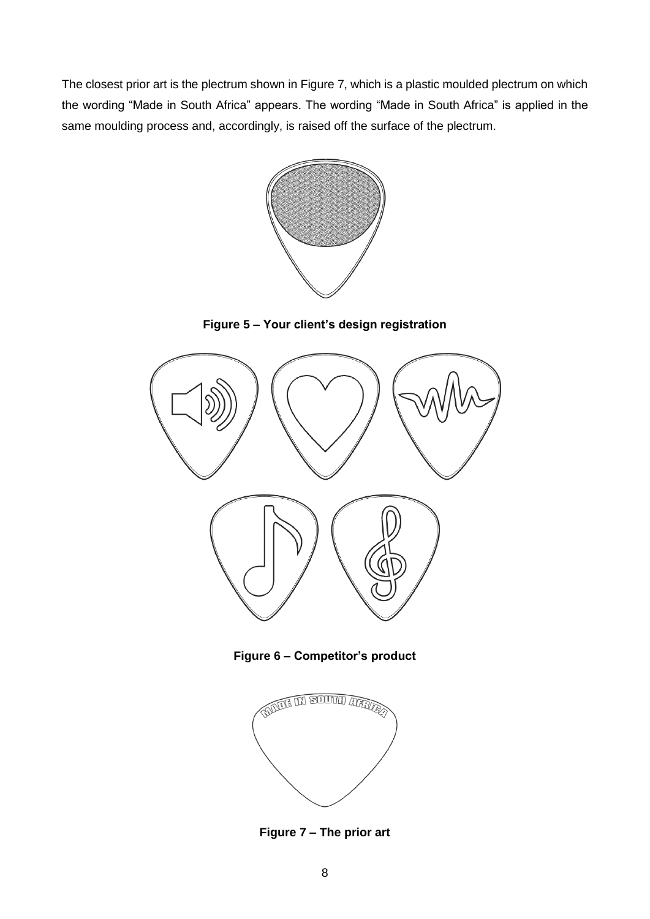The closest prior art is the plectrum shown in Figure 7, which is a plastic moulded plectrum on which the wording “Made in South Africa” appears. The wording “Made in South Africa” is applied in the same moulding process and, accordingly, is raised off the surface of the plectrum.

**Figure 5 – Your client’s design registration**

**Figure 6 – Competitor’s product**

**Figure 7 – The prior art**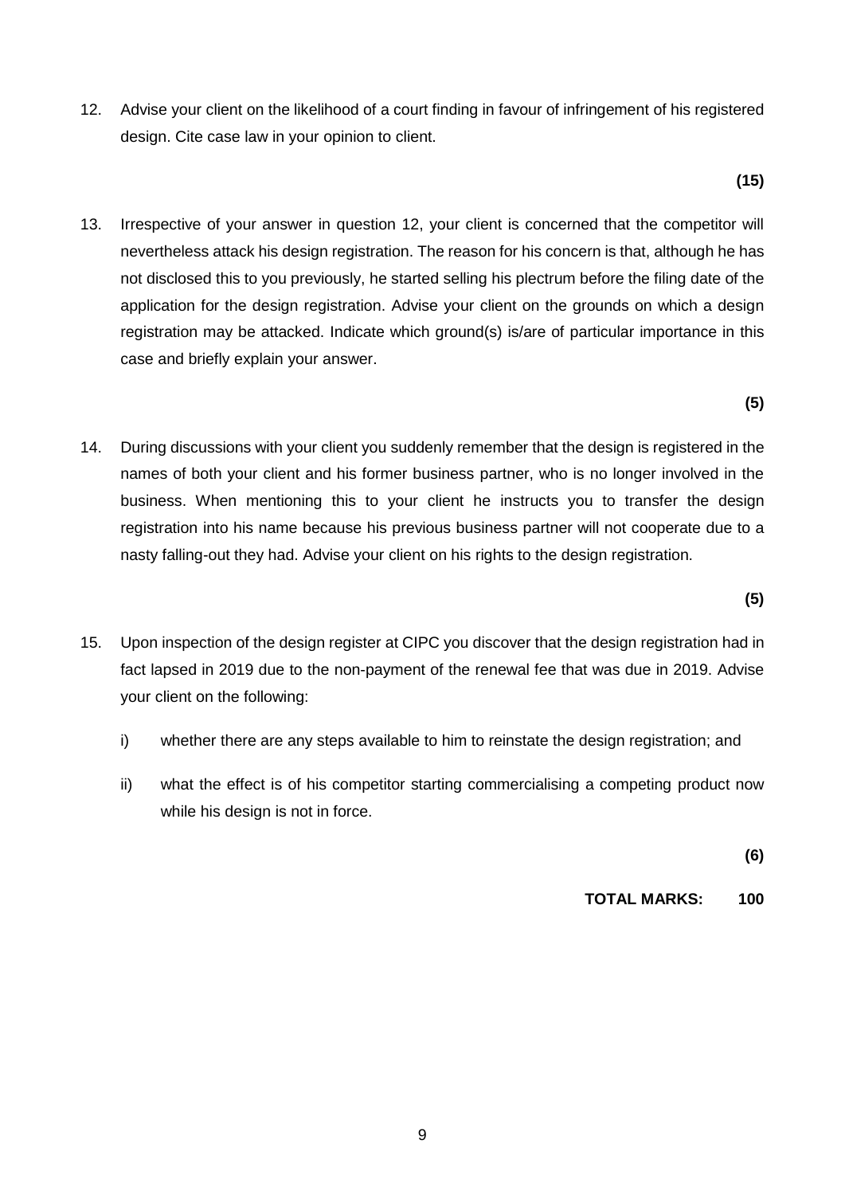12. Advise your client on the likelihood of a court finding in favour of infringement of his registered design. Cite case law in your opinion to client.

**(15)**

13. Irrespective of your answer in question 12, your client is concerned that the competitor will nevertheless attack his design registration. The reason for his concern is that, although he has not disclosed this to you previously, he started selling his plectrum before the filing date of the application for the design registration. Advise your client on the grounds on which a design registration may be attacked. Indicate which ground(s) is/are of particular importance in this case and briefly explain your answer.

**(5)**

14. During discussions with your client you suddenly remember that the design is registered in the names of both your client and his former business partner, who is no longer involved in the business. When mentioning this to your client he instructs you to transfer the design registration into his name because his previous business partner will not cooperate due to a nasty falling-out they had. Advise your client on his rights to the design registration.

**(5)**

15. Upon inspection of the design register at CIPC you discover that the design registration had in fact lapsed in 2019 due to the non-payment of the renewal fee that was due in 2019. Advise your client on the following:

    i) whether there are any steps available to him to reinstate the design registration; and

    ii) what the effect is of his competitor starting commercialising a competing product now while his design is not in force.

**(6)**

**TOTAL MARKS: 100**